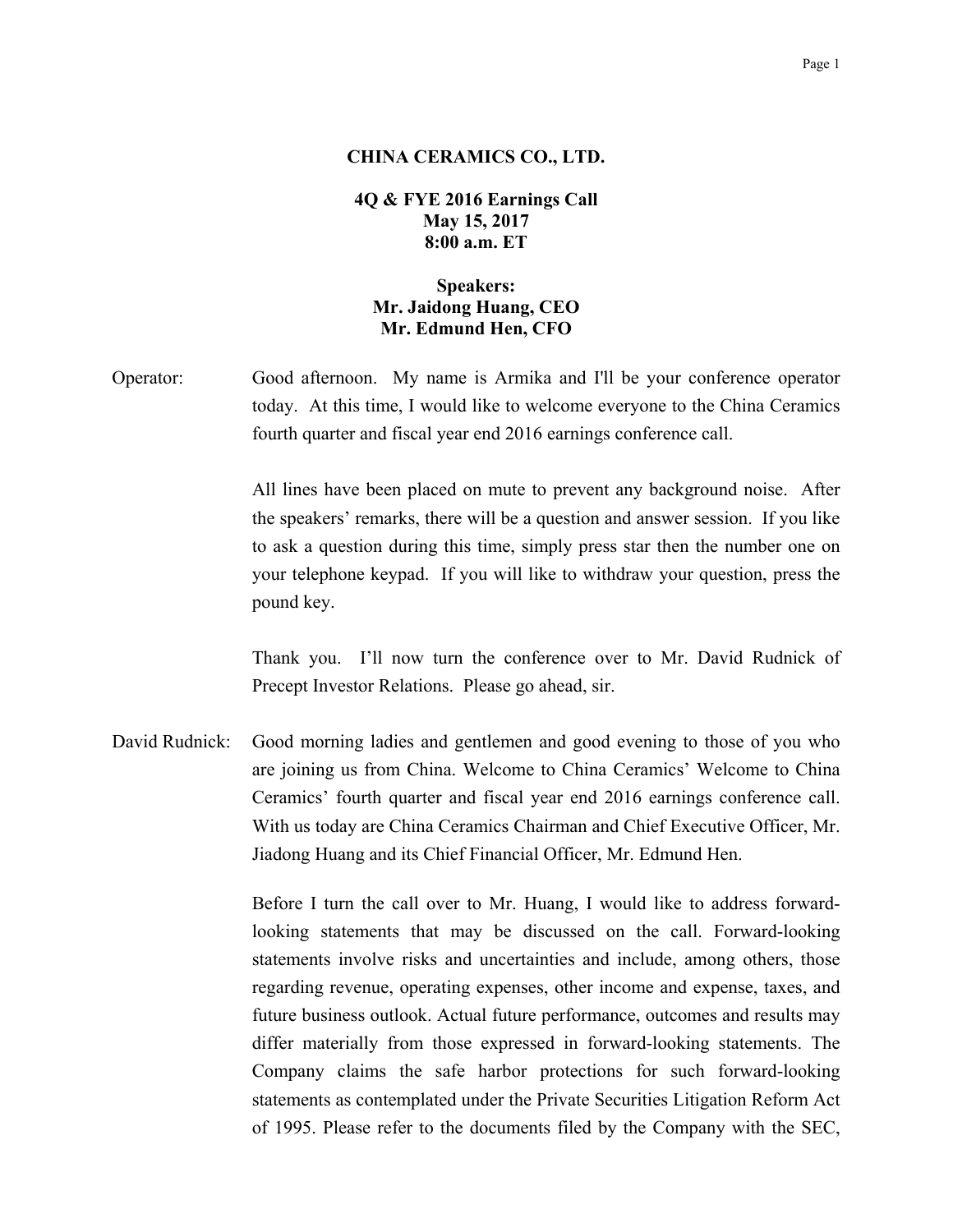**CHINA CERAMICS CO., LTD.**

**4Q & FYE 2016 Earnings Call**
**May 15, 2017**
**8:00 a.m. ET**

**Speakers:**
**Mr. Jaidong Huang, CEO**
**Mr. Edmund Hen, CFO**

Operator: Good afternoon. My name is Armika and I'll be your conference operator today. At this time, I would like to welcome everyone to the China Ceramics fourth quarter and fiscal year end 2016 earnings conference call.

All lines have been placed on mute to prevent any background noise. After the speakers' remarks, there will be a question and answer session. If you like to ask a question during this time, simply press star then the number one on your telephone keypad. If you will like to withdraw your question, press the pound key.

Thank you. I'll now turn the conference over to Mr. David Rudnick of Precept Investor Relations. Please go ahead, sir.

David Rudnick: Good morning ladies and gentlemen and good evening to those of you who are joining us from China. Welcome to China Ceramics' Welcome to China Ceramics' fourth quarter and fiscal year end 2016 earnings conference call. With us today are China Ceramics Chairman and Chief Executive Officer, Mr. Jiadong Huang and its Chief Financial Officer, Mr. Edmund Hen.

Before I turn the call over to Mr. Huang, I would like to address forward-looking statements that may be discussed on the call. Forward-looking statements involve risks and uncertainties and include, among others, those regarding revenue, operating expenses, other income and expense, taxes, and future business outlook. Actual future performance, outcomes and results may differ materially from those expressed in forward-looking statements. The Company claims the safe harbor protections for such forward-looking statements as contemplated under the Private Securities Litigation Reform Act of 1995. Please refer to the documents filed by the Company with the SEC,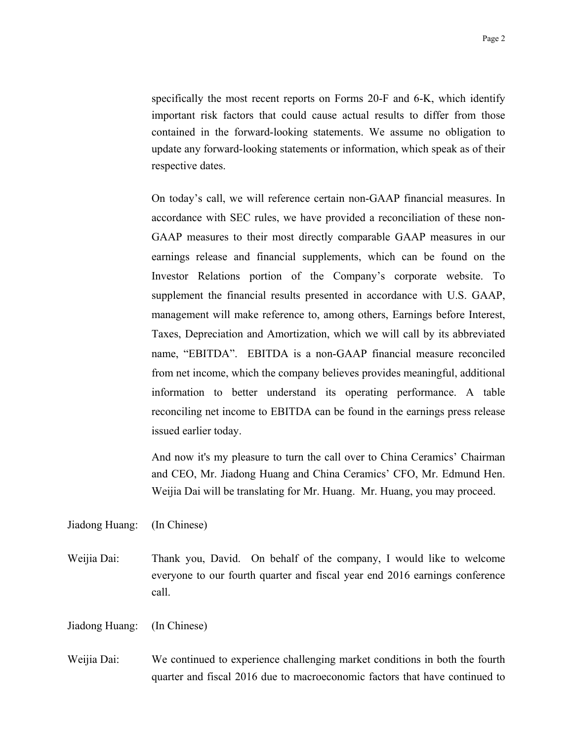specifically the most recent reports on Forms 20-F and 6-K, which identify important risk factors that could cause actual results to differ from those contained in the forward-looking statements. We assume no obligation to update any forward-looking statements or information, which speak as of their respective dates.

On today's call, we will reference certain non-GAAP financial measures. In accordance with SEC rules, we have provided a reconciliation of these non-GAAP measures to their most directly comparable GAAP measures in our earnings release and financial supplements, which can be found on the Investor Relations portion of the Company's corporate website. To supplement the financial results presented in accordance with U.S. GAAP, management will make reference to, among others, Earnings before Interest, Taxes, Depreciation and Amortization, which we will call by its abbreviated name, "EBITDA". EBITDA is a non-GAAP financial measure reconciled from net income, which the company believes provides meaningful, additional information to better understand its operating performance. A table reconciling net income to EBITDA can be found in the earnings press release issued earlier today.

And now it's my pleasure to turn the call over to China Ceramics' Chairman and CEO, Mr. Jiadong Huang and China Ceramics' CFO, Mr. Edmund Hen. Weijia Dai will be translating for Mr. Huang. Mr. Huang, you may proceed.

Jiadong Huang: (In Chinese)

Weijia Dai: Thank you, David. On behalf of the company, I would like to welcome everyone to our fourth quarter and fiscal year end 2016 earnings conference call.

Jiadong Huang: (In Chinese)

Weijia Dai: We continued to experience challenging market conditions in both the fourth quarter and fiscal 2016 due to macroeconomic factors that have continued to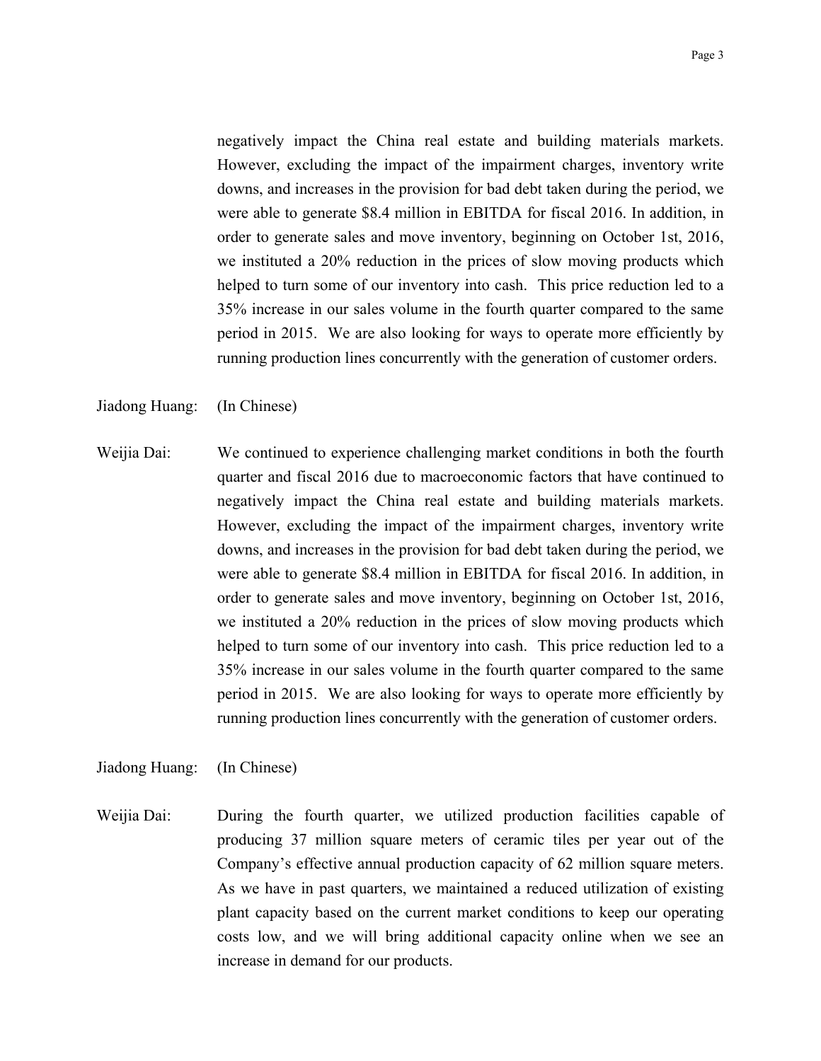negatively impact the China real estate and building materials markets. However, excluding the impact of the impairment charges, inventory write downs, and increases in the provision for bad debt taken during the period, we were able to generate $8.4 million in EBITDA for fiscal 2016. In addition, in order to generate sales and move inventory, beginning on October 1st, 2016, we instituted a 20% reduction in the prices of slow moving products which helped to turn some of our inventory into cash. This price reduction led to a 35% increase in our sales volume in the fourth quarter compared to the same period in 2015. We are also looking for ways to operate more efficiently by running production lines concurrently with the generation of customer orders.

Jiadong Huang: (In Chinese)

Weijia Dai: We continued to experience challenging market conditions in both the fourth quarter and fiscal 2016 due to macroeconomic factors that have continued to negatively impact the China real estate and building materials markets. However, excluding the impact of the impairment charges, inventory write downs, and increases in the provision for bad debt taken during the period, we were able to generate $8.4 million in EBITDA for fiscal 2016. In addition, in order to generate sales and move inventory, beginning on October 1st, 2016, we instituted a 20% reduction in the prices of slow moving products which helped to turn some of our inventory into cash. This price reduction led to a 35% increase in our sales volume in the fourth quarter compared to the same period in 2015. We are also looking for ways to operate more efficiently by running production lines concurrently with the generation of customer orders.

Jiadong Huang: (In Chinese)

Weijia Dai: During the fourth quarter, we utilized production facilities capable of producing 37 million square meters of ceramic tiles per year out of the Company's effective annual production capacity of 62 million square meters. As we have in past quarters, we maintained a reduced utilization of existing plant capacity based on the current market conditions to keep our operating costs low, and we will bring additional capacity online when we see an increase in demand for our products.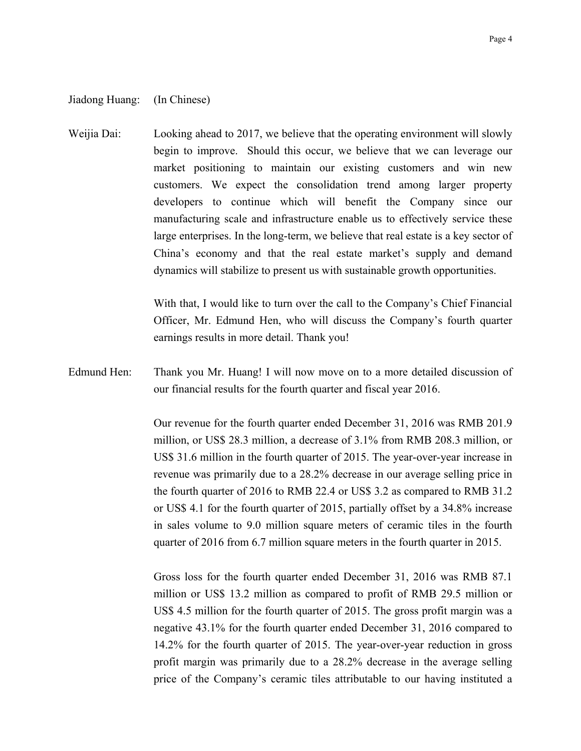Jiadong Huang: (In Chinese)

Weijia Dai: Looking ahead to 2017, we believe that the operating environment will slowly begin to improve. Should this occur, we believe that we can leverage our market positioning to maintain our existing customers and win new customers. We expect the consolidation trend among larger property developers to continue which will benefit the Company since our manufacturing scale and infrastructure enable us to effectively service these large enterprises. In the long-term, we believe that real estate is a key sector of China's economy and that the real estate market's supply and demand dynamics will stabilize to present us with sustainable growth opportunities.

With that, I would like to turn over the call to the Company's Chief Financial Officer, Mr. Edmund Hen, who will discuss the Company's fourth quarter earnings results in more detail. Thank you!

Edmund Hen: Thank you Mr. Huang! I will now move on to a more detailed discussion of our financial results for the fourth quarter and fiscal year 2016.

Our revenue for the fourth quarter ended December 31, 2016 was RMB 201.9 million, or US$ 28.3 million, a decrease of 3.1% from RMB 208.3 million, or US$ 31.6 million in the fourth quarter of 2015. The year-over-year increase in revenue was primarily due to a 28.2% decrease in our average selling price in the fourth quarter of 2016 to RMB 22.4 or US$ 3.2 as compared to RMB 31.2 or US$ 4.1 for the fourth quarter of 2015, partially offset by a 34.8% increase in sales volume to 9.0 million square meters of ceramic tiles in the fourth quarter of 2016 from 6.7 million square meters in the fourth quarter in 2015.

Gross loss for the fourth quarter ended December 31, 2016 was RMB 87.1 million or US$ 13.2 million as compared to profit of RMB 29.5 million or US$ 4.5 million for the fourth quarter of 2015. The gross profit margin was a negative 43.1% for the fourth quarter ended December 31, 2016 compared to 14.2% for the fourth quarter of 2015. The year-over-year reduction in gross profit margin was primarily due to a 28.2% decrease in the average selling price of the Company's ceramic tiles attributable to our having instituted a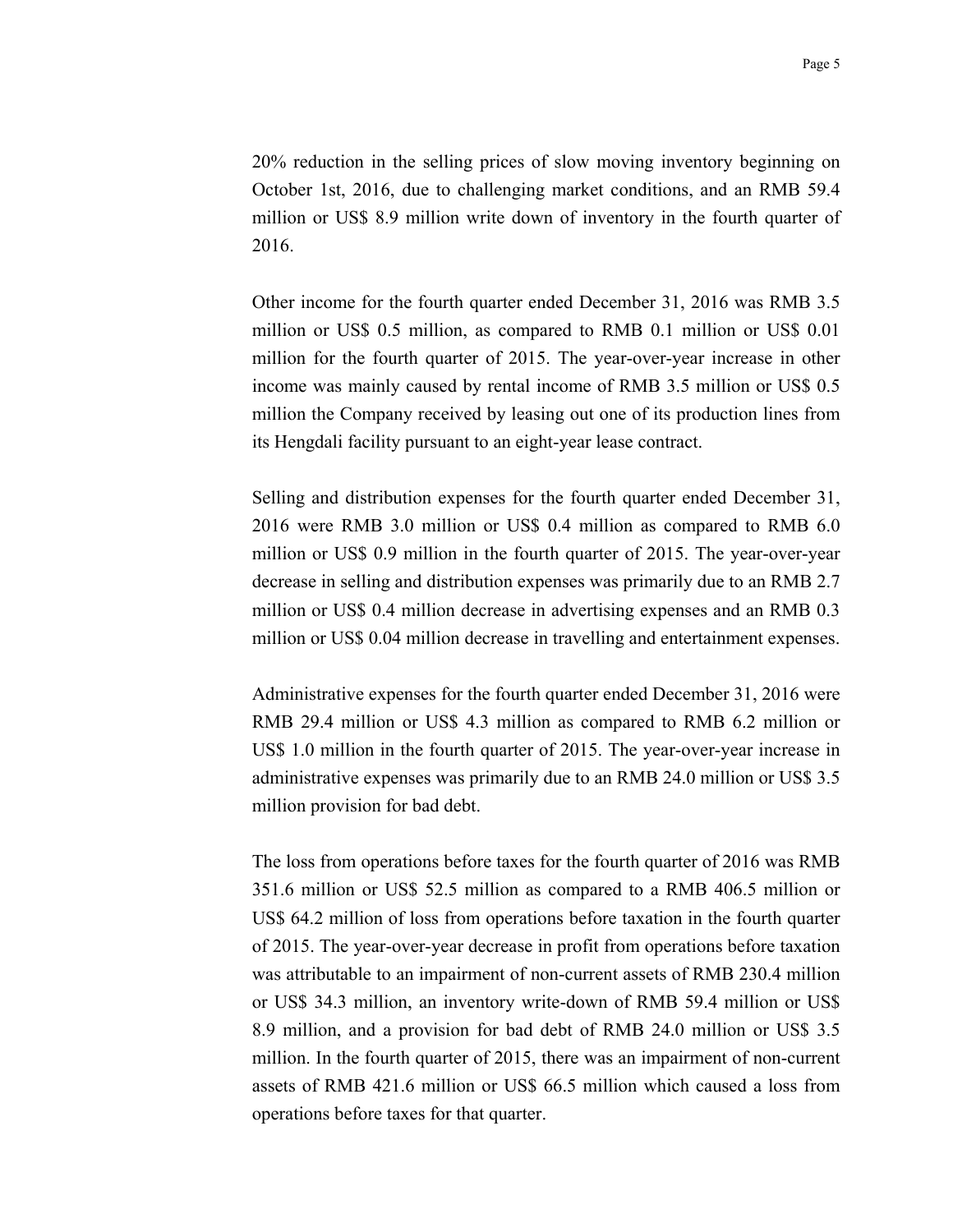20% reduction in the selling prices of slow moving inventory beginning on October 1st, 2016, due to challenging market conditions, and an RMB 59.4 million or US$ 8.9 million write down of inventory in the fourth quarter of 2016.

Other income for the fourth quarter ended December 31, 2016 was RMB 3.5 million or US$ 0.5 million, as compared to RMB 0.1 million or US$ 0.01 million for the fourth quarter of 2015. The year-over-year increase in other income was mainly caused by rental income of RMB 3.5 million or US$ 0.5 million the Company received by leasing out one of its production lines from its Hengdali facility pursuant to an eight-year lease contract.

Selling and distribution expenses for the fourth quarter ended December 31, 2016 were RMB 3.0 million or US$ 0.4 million as compared to RMB 6.0 million or US$ 0.9 million in the fourth quarter of 2015. The year-over-year decrease in selling and distribution expenses was primarily due to an RMB 2.7 million or US$ 0.4 million decrease in advertising expenses and an RMB 0.3 million or US$ 0.04 million decrease in travelling and entertainment expenses.

Administrative expenses for the fourth quarter ended December 31, 2016 were RMB 29.4 million or US$ 4.3 million as compared to RMB 6.2 million or US$ 1.0 million in the fourth quarter of 2015. The year-over-year increase in administrative expenses was primarily due to an RMB 24.0 million or US$ 3.5 million provision for bad debt.

The loss from operations before taxes for the fourth quarter of 2016 was RMB 351.6 million or US$ 52.5 million as compared to a RMB 406.5 million or US$ 64.2 million of loss from operations before taxation in the fourth quarter of 2015. The year-over-year decrease in profit from operations before taxation was attributable to an impairment of non-current assets of RMB 230.4 million or US$ 34.3 million, an inventory write-down of RMB 59.4 million or US$ 8.9 million, and a provision for bad debt of RMB 24.0 million or US$ 3.5 million. In the fourth quarter of 2015, there was an impairment of non-current assets of RMB 421.6 million or US$ 66.5 million which caused a loss from operations before taxes for that quarter.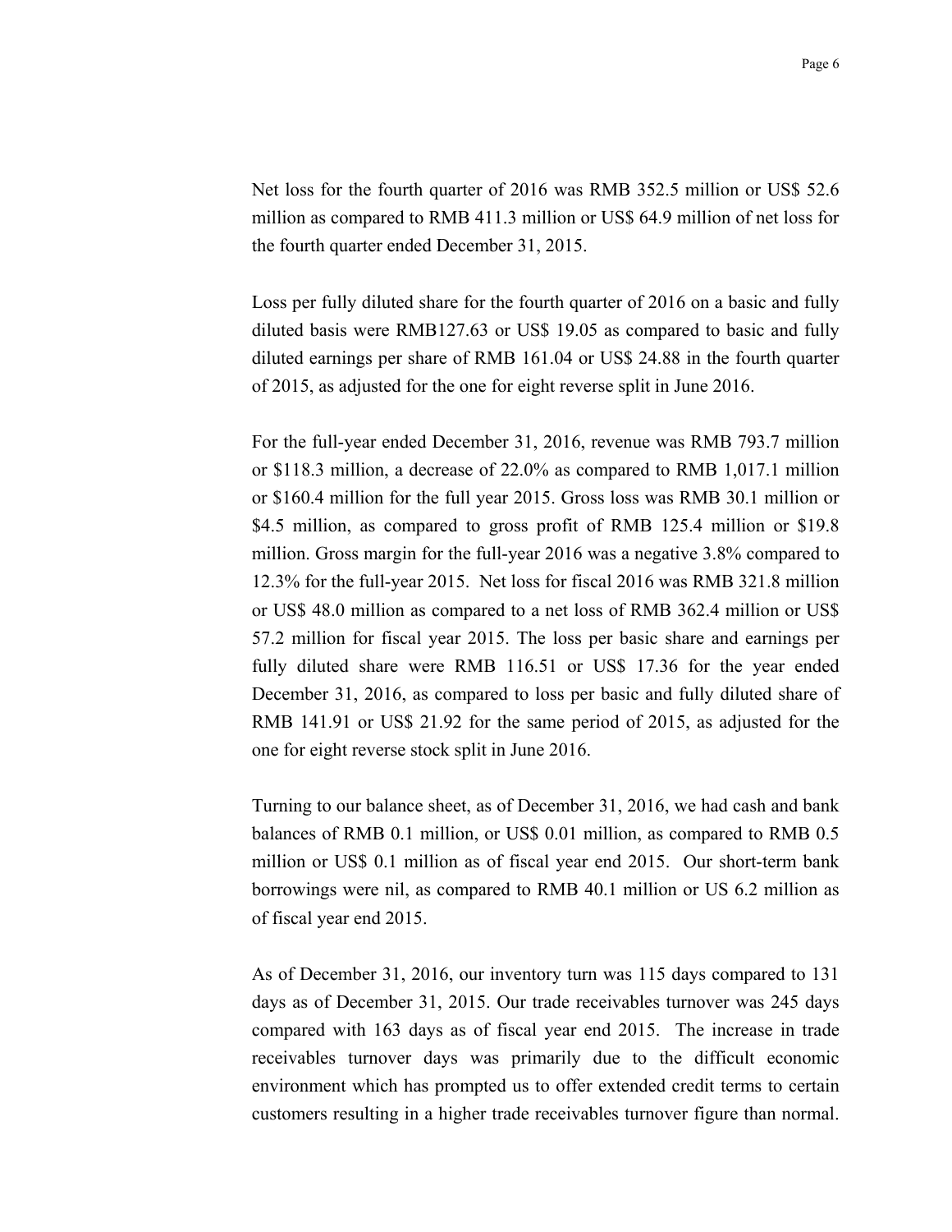Net loss for the fourth quarter of 2016 was RMB 352.5 million or US$ 52.6 million as compared to RMB 411.3 million or US$ 64.9 million of net loss for the fourth quarter ended December 31, 2015.

Loss per fully diluted share for the fourth quarter of 2016 on a basic and fully diluted basis were RMB127.63 or US$ 19.05 as compared to basic and fully diluted earnings per share of RMB 161.04 or US$ 24.88 in the fourth quarter of 2015, as adjusted for the one for eight reverse split in June 2016.

For the full-year ended December 31, 2016, revenue was RMB 793.7 million or $118.3 million, a decrease of 22.0% as compared to RMB 1,017.1 million or $160.4 million for the full year 2015. Gross loss was RMB 30.1 million or $4.5 million, as compared to gross profit of RMB 125.4 million or $19.8 million. Gross margin for the full-year 2016 was a negative 3.8% compared to 12.3% for the full-year 2015. Net loss for fiscal 2016 was RMB 321.8 million or US$ 48.0 million as compared to a net loss of RMB 362.4 million or US$ 57.2 million for fiscal year 2015. The loss per basic share and earnings per fully diluted share were RMB 116.51 or US$ 17.36 for the year ended December 31, 2016, as compared to loss per basic and fully diluted share of RMB 141.91 or US$ 21.92 for the same period of 2015, as adjusted for the one for eight reverse stock split in June 2016.

Turning to our balance sheet, as of December 31, 2016, we had cash and bank balances of RMB 0.1 million, or US$ 0.01 million, as compared to RMB 0.5 million or US$ 0.1 million as of fiscal year end 2015. Our short-term bank borrowings were nil, as compared to RMB 40.1 million or US 6.2 million as of fiscal year end 2015.

As of December 31, 2016, our inventory turn was 115 days compared to 131 days as of December 31, 2015. Our trade receivables turnover was 245 days compared with 163 days as of fiscal year end 2015. The increase in trade receivables turnover days was primarily due to the difficult economic environment which has prompted us to offer extended credit terms to certain customers resulting in a higher trade receivables turnover figure than normal.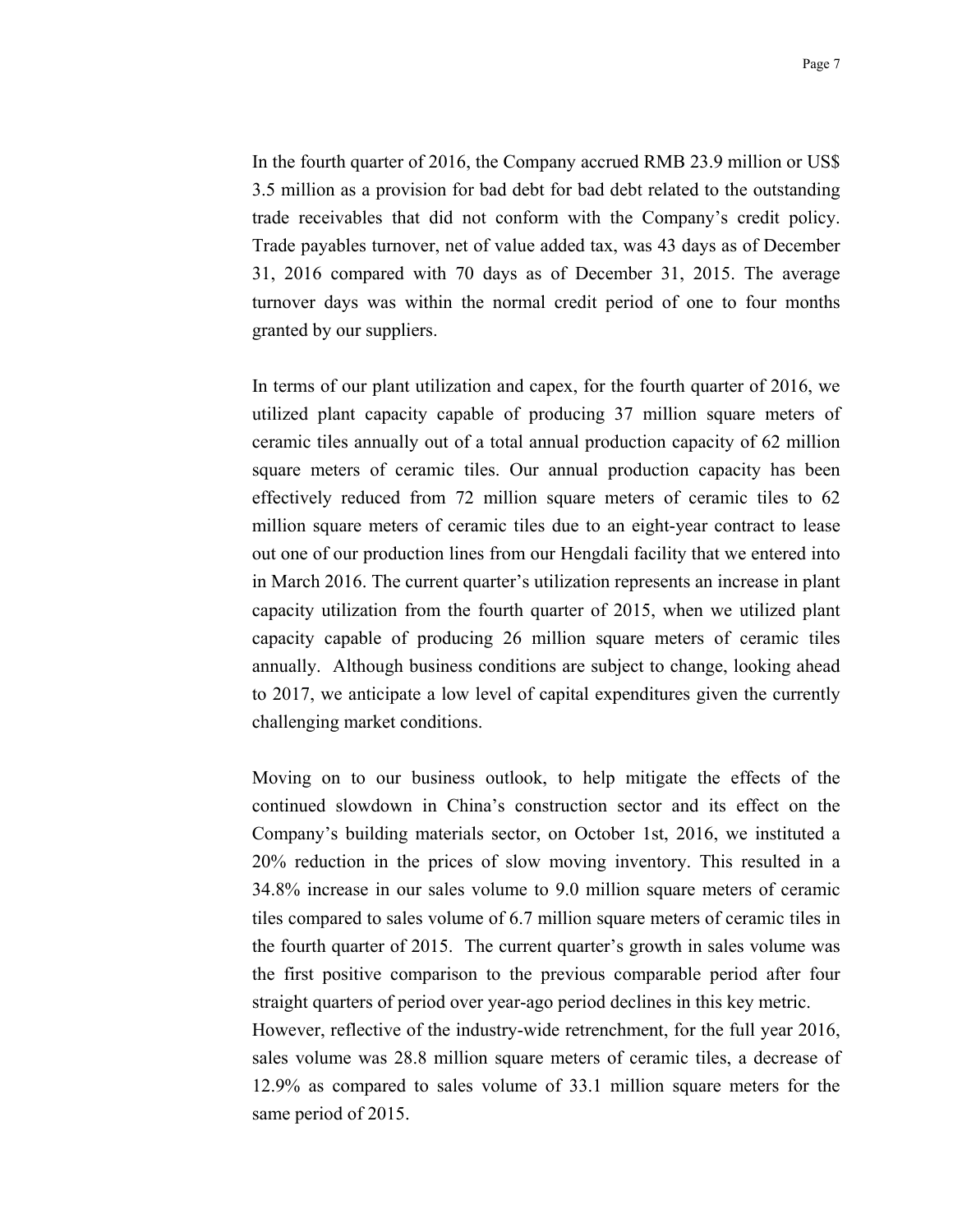In the fourth quarter of 2016, the Company accrued RMB 23.9 million or US$ 3.5 million as a provision for bad debt for bad debt related to the outstanding trade receivables that did not conform with the Company's credit policy. Trade payables turnover, net of value added tax, was 43 days as of December 31, 2016 compared with 70 days as of December 31, 2015. The average turnover days was within the normal credit period of one to four months granted by our suppliers.

In terms of our plant utilization and capex, for the fourth quarter of 2016, we utilized plant capacity capable of producing 37 million square meters of ceramic tiles annually out of a total annual production capacity of 62 million square meters of ceramic tiles. Our annual production capacity has been effectively reduced from 72 million square meters of ceramic tiles to 62 million square meters of ceramic tiles due to an eight-year contract to lease out one of our production lines from our Hengdali facility that we entered into in March 2016. The current quarter's utilization represents an increase in plant capacity utilization from the fourth quarter of 2015, when we utilized plant capacity capable of producing 26 million square meters of ceramic tiles annually. Although business conditions are subject to change, looking ahead to 2017, we anticipate a low level of capital expenditures given the currently challenging market conditions.

Moving on to our business outlook, to help mitigate the effects of the continued slowdown in China's construction sector and its effect on the Company's building materials sector, on October 1st, 2016, we instituted a 20% reduction in the prices of slow moving inventory. This resulted in a 34.8% increase in our sales volume to 9.0 million square meters of ceramic tiles compared to sales volume of 6.7 million square meters of ceramic tiles in the fourth quarter of 2015. The current quarter's growth in sales volume was the first positive comparison to the previous comparable period after four straight quarters of period over year-ago period declines in this key metric.
However, reflective of the industry-wide retrenchment, for the full year 2016, sales volume was 28.8 million square meters of ceramic tiles, a decrease of 12.9% as compared to sales volume of 33.1 million square meters for the same period of 2015.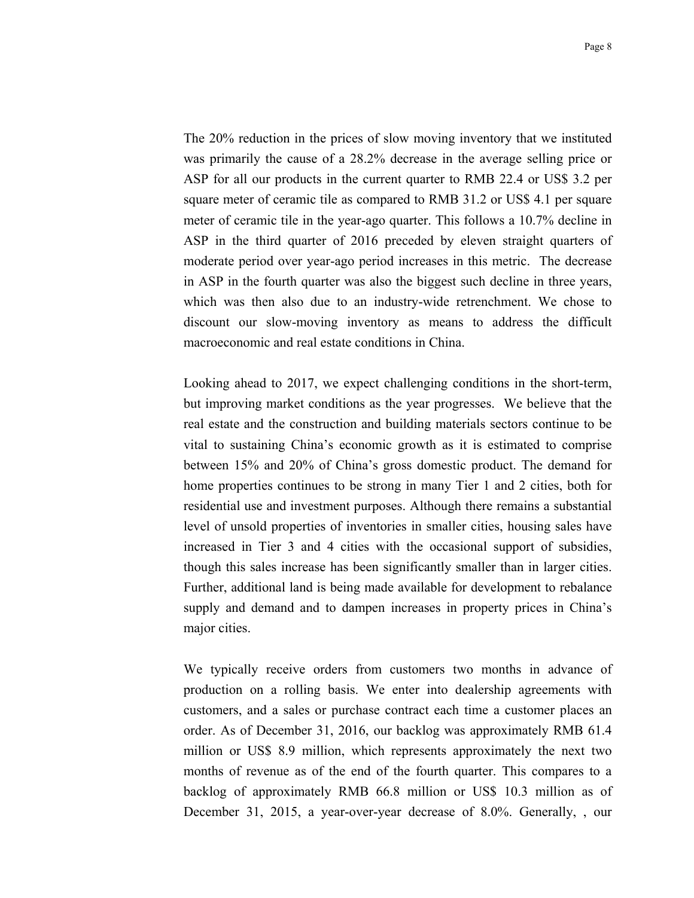The 20% reduction in the prices of slow moving inventory that we instituted was primarily the cause of a 28.2% decrease in the average selling price or ASP for all our products in the current quarter to RMB 22.4 or US$ 3.2 per square meter of ceramic tile as compared to RMB 31.2 or US$ 4.1 per square meter of ceramic tile in the year-ago quarter. This follows a 10.7% decline in ASP in the third quarter of 2016 preceded by eleven straight quarters of moderate period over year-ago period increases in this metric. The decrease in ASP in the fourth quarter was also the biggest such decline in three years, which was then also due to an industry-wide retrenchment. We chose to discount our slow-moving inventory as means to address the difficult macroeconomic and real estate conditions in China.

Looking ahead to 2017, we expect challenging conditions in the short-term, but improving market conditions as the year progresses. We believe that the real estate and the construction and building materials sectors continue to be vital to sustaining China's economic growth as it is estimated to comprise between 15% and 20% of China's gross domestic product. The demand for home properties continues to be strong in many Tier 1 and 2 cities, both for residential use and investment purposes. Although there remains a substantial level of unsold properties of inventories in smaller cities, housing sales have increased in Tier 3 and 4 cities with the occasional support of subsidies, though this sales increase has been significantly smaller than in larger cities. Further, additional land is being made available for development to rebalance supply and demand and to dampen increases in property prices in China's major cities.

We typically receive orders from customers two months in advance of production on a rolling basis. We enter into dealership agreements with customers, and a sales or purchase contract each time a customer places an order. As of December 31, 2016, our backlog was approximately RMB 61.4 million or US$ 8.9 million, which represents approximately the next two months of revenue as of the end of the fourth quarter. This compares to a backlog of approximately RMB 66.8 million or US$ 10.3 million as of December 31, 2015, a year-over-year decrease of 8.0%. Generally, , our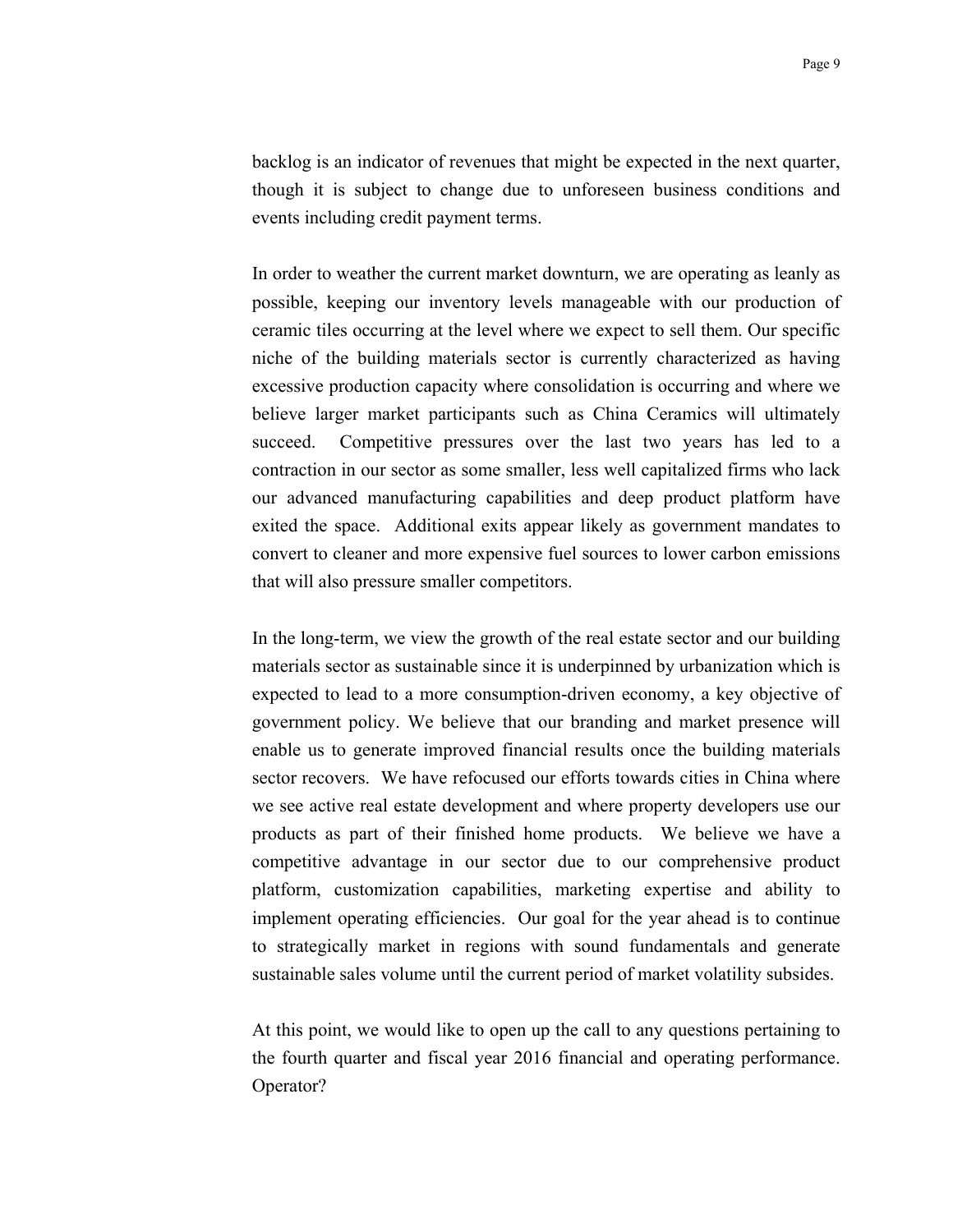backlog is an indicator of revenues that might be expected in the next quarter, though it is subject to change due to unforeseen business conditions and events including credit payment terms.

In order to weather the current market downturn, we are operating as leanly as possible, keeping our inventory levels manageable with our production of ceramic tiles occurring at the level where we expect to sell them. Our specific niche of the building materials sector is currently characterized as having excessive production capacity where consolidation is occurring and where we believe larger market participants such as China Ceramics will ultimately succeed. Competitive pressures over the last two years has led to a contraction in our sector as some smaller, less well capitalized firms who lack our advanced manufacturing capabilities and deep product platform have exited the space. Additional exits appear likely as government mandates to convert to cleaner and more expensive fuel sources to lower carbon emissions that will also pressure smaller competitors.

In the long-term, we view the growth of the real estate sector and our building materials sector as sustainable since it is underpinned by urbanization which is expected to lead to a more consumption-driven economy, a key objective of government policy. We believe that our branding and market presence will enable us to generate improved financial results once the building materials sector recovers. We have refocused our efforts towards cities in China where we see active real estate development and where property developers use our products as part of their finished home products. We believe we have a competitive advantage in our sector due to our comprehensive product platform, customization capabilities, marketing expertise and ability to implement operating efficiencies. Our goal for the year ahead is to continue to strategically market in regions with sound fundamentals and generate sustainable sales volume until the current period of market volatility subsides.

At this point, we would like to open up the call to any questions pertaining to the fourth quarter and fiscal year 2016 financial and operating performance. Operator?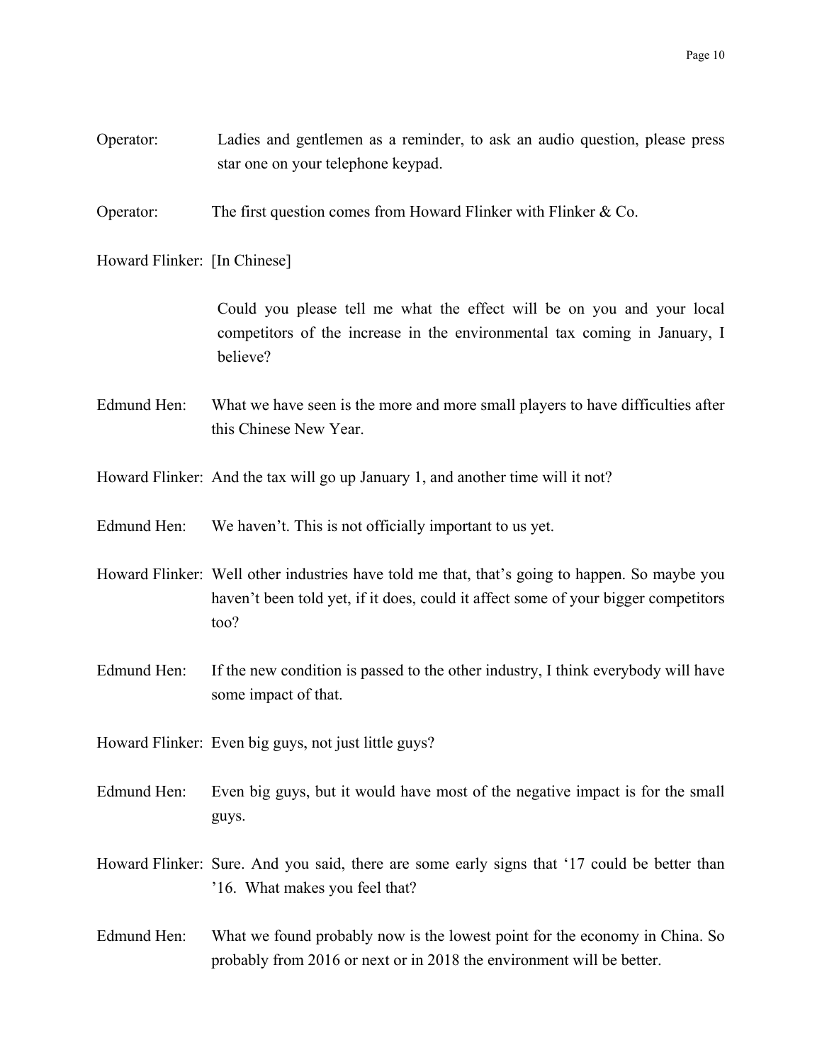Operator: Ladies and gentlemen as a reminder, to ask an audio question, please press star one on your telephone keypad.

Operator: The first question comes from Howard Flinker with Flinker & Co.

Howard Flinker: [In Chinese]

Could you please tell me what the effect will be on you and your local competitors of the increase in the environmental tax coming in January, I believe?

Edmund Hen: What we have seen is the more and more small players to have difficulties after this Chinese New Year.

Howard Flinker: And the tax will go up January 1, and another time will it not?

Edmund Hen: We haven't. This is not officially important to us yet.

Howard Flinker: Well other industries have told me that, that's going to happen. So maybe you haven't been told yet, if it does, could it affect some of your bigger competitors too?

Edmund Hen: If the new condition is passed to the other industry, I think everybody will have some impact of that.

Howard Flinker: Even big guys, not just little guys?

Edmund Hen: Even big guys, but it would have most of the negative impact is for the small guys.

Howard Flinker: Sure. And you said, there are some early signs that '17 could be better than '16. What makes you feel that?

Edmund Hen: What we found probably now is the lowest point for the economy in China. So probably from 2016 or next or in 2018 the environment will be better.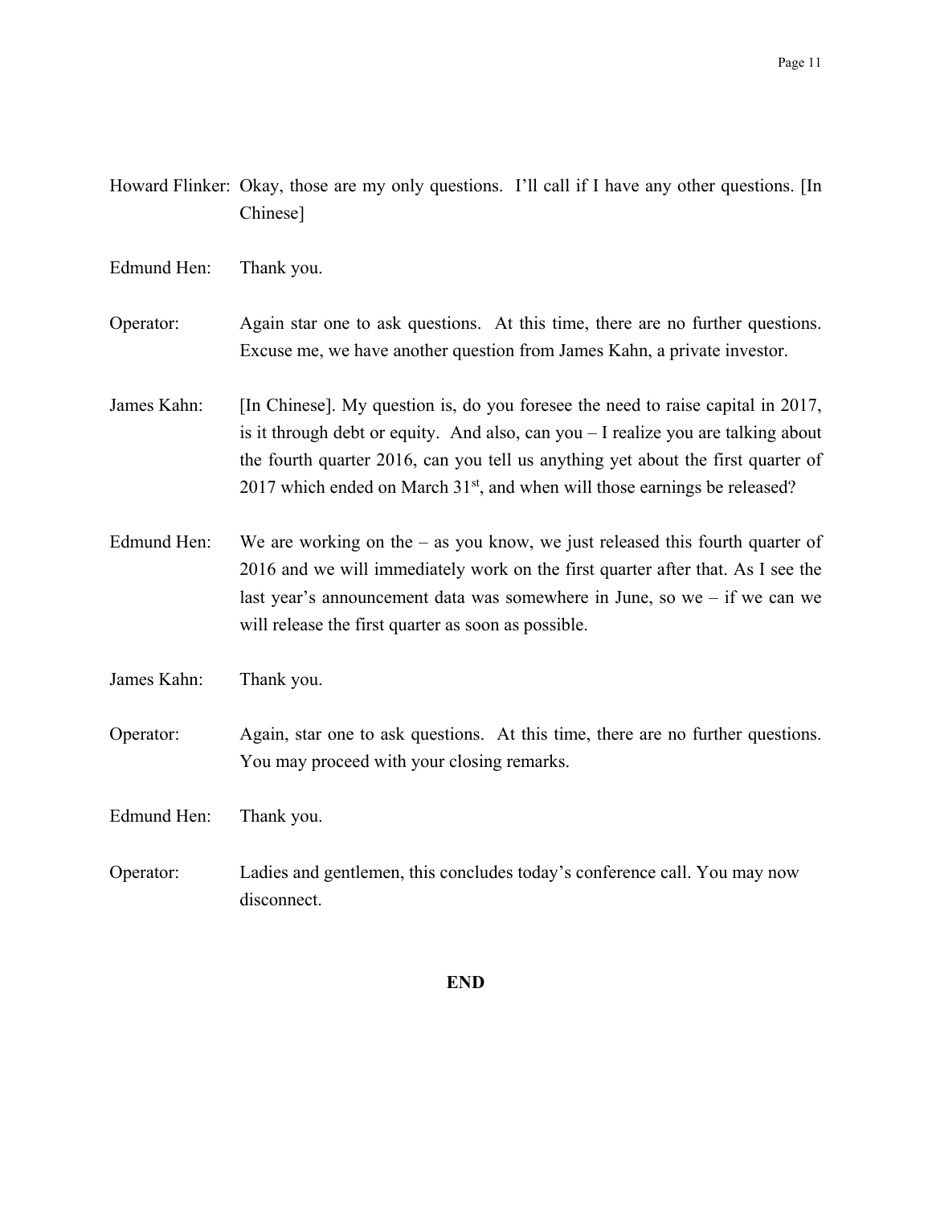Howard Flinker: Okay, those are my only questions. I'll call if I have any other questions. [In Chinese]

Edmund Hen: Thank you.

Operator: Again star one to ask questions. At this time, there are no further questions. Excuse me, we have another question from James Kahn, a private investor.

James Kahn: [In Chinese]. My question is, do you foresee the need to raise capital in 2017, is it through debt or equity. And also, can you – I realize you are talking about the fourth quarter 2016, can you tell us anything yet about the first quarter of 2017 which ended on March 31st, and when will those earnings be released?

Edmund Hen: We are working on the – as you know, we just released this fourth quarter of 2016 and we will immediately work on the first quarter after that. As I see the last year's announcement data was somewhere in June, so we – if we can we will release the first quarter as soon as possible.

James Kahn: Thank you.

Operator: Again, star one to ask questions. At this time, there are no further questions. You may proceed with your closing remarks.

Edmund Hen: Thank you.

Operator: Ladies and gentlemen, this concludes today's conference call. You may now disconnect.

**END**